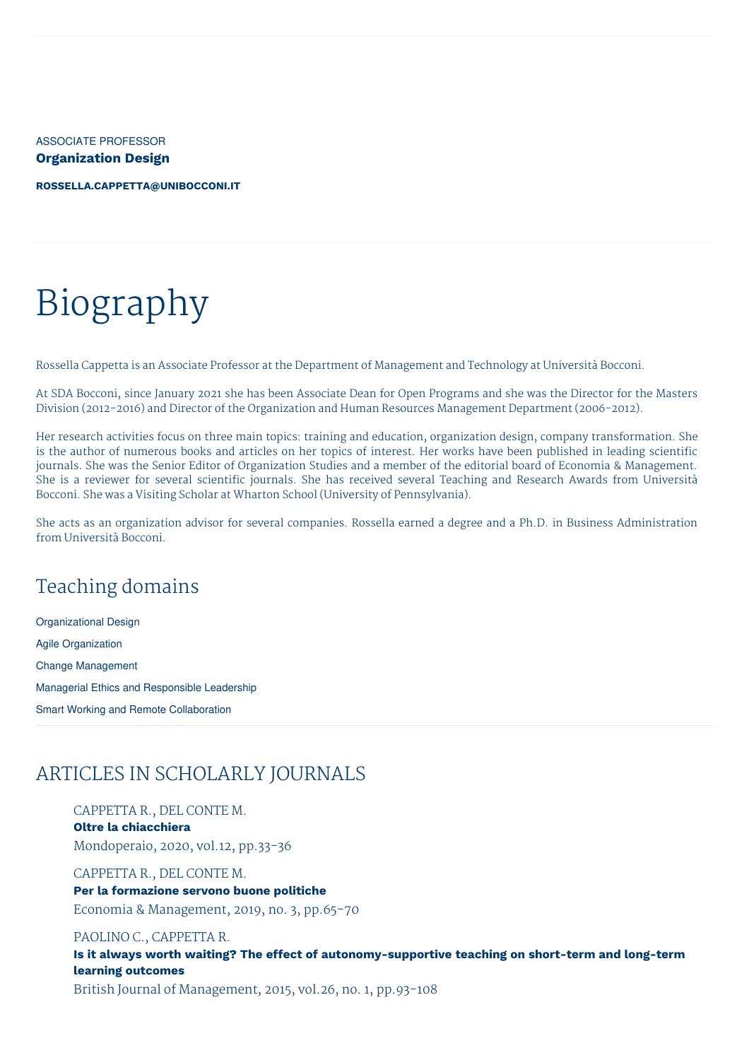ASSOCIATE PROFESSOR

**Organization Design**

**ROSSELLA.CAPPETTA@UNIBOCCONI.IT**

# Biography

Rossella Cappetta is an Associate Professor at the Department of Management and Technology at Università Bocconi.

At SDA Bocconi, since January 2021 she has been Associate Dean for Open Programs and she was the Director for the Masters Division (2012-2016) and Director of the Organization and Human Resources Management Department (2006-2012).

Her research activities focus on three main topics: training and education, organization design, company transformation. She is the author of numerous books and articles on her topics of interest. Her works have been published in leading scientific journals. She was the Senior Editor of Organization Studies and a member of the editorial board of Economia & Management. She is a reviewer for several scientific journals. She has received several Teaching and Research Awards from Università Bocconi. She was a Visiting Scholar at Wharton School (University of Pennsylvania).

She acts as an organization advisor for several companies. Rossella earned a degree and a Ph.D. in Business Administration from Università Bocconi.

## Teaching domains

Organizational Design

Agile Organization

Change Management

Managerial Ethics and Responsible Leadership

Smart Working and Remote Collaboration

## ARTICLES IN SCHOLARLY JOURNALS

CAPPETTA R., DEL CONTE M.
**Oltre la chiacchiera**
Mondoperaio, 2020, vol.12, pp.33-36

CAPPETTA R., DEL CONTE M.
**Per la formazione servono buone politiche**
Economia & Management, 2019, no. 3, pp.65-70

PAOLINO C., CAPPETTA R.
**Is it always worth waiting? The effect of autonomy-supportive teaching on short-term and long-term learning outcomes**
British Journal of Management, 2015, vol.26, no. 1, pp.93-108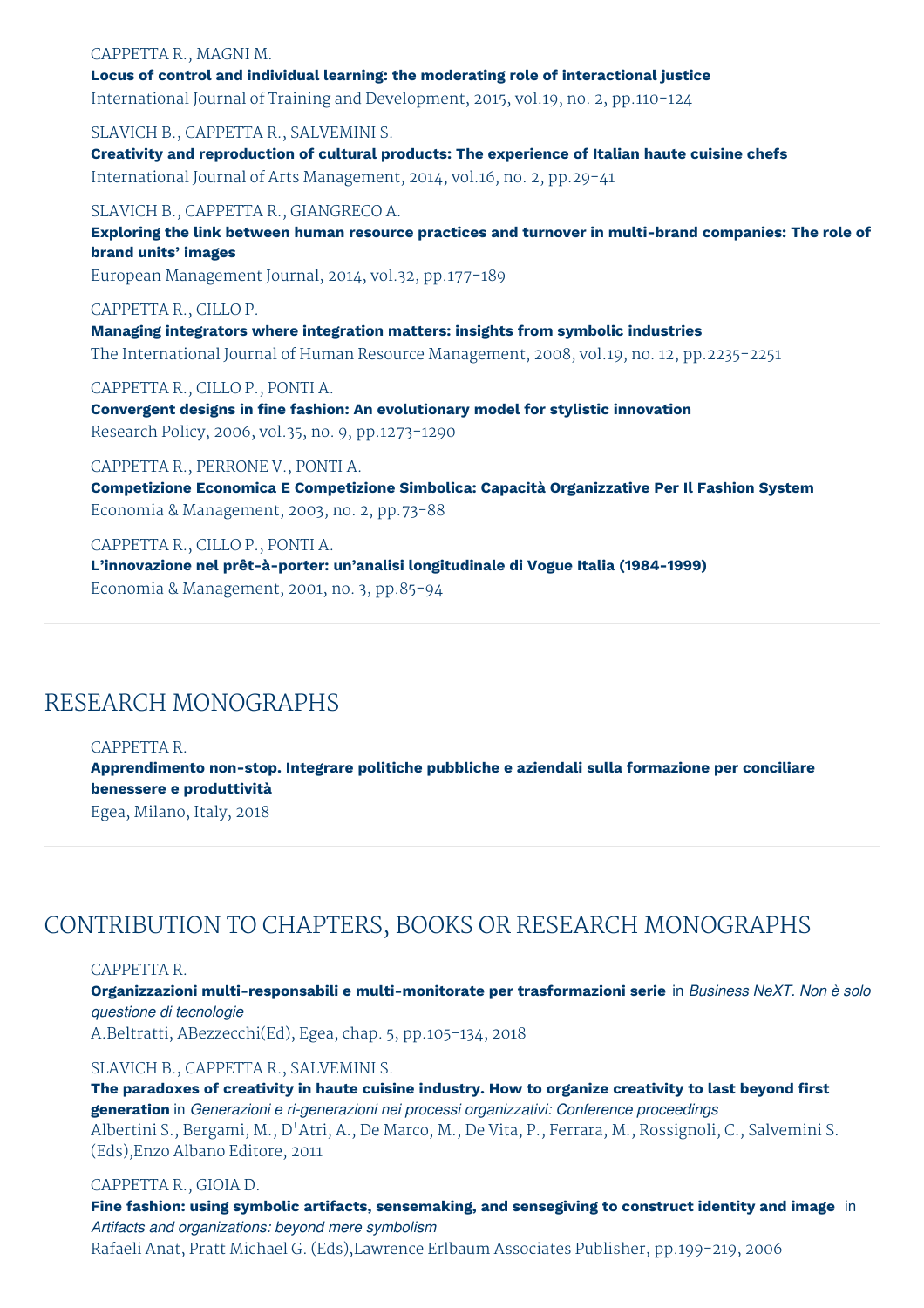CAPPETTA R., MAGNI M.
**Locus of control and individual learning: the moderating role of interactional justice**
International Journal of Training and Development, 2015, vol.19, no. 2, pp.110-124

SLAVICH B., CAPPETTA R., SALVEMINI S.
**Creativity and reproduction of cultural products: The experience of Italian haute cuisine chefs**
International Journal of Arts Management, 2014, vol.16, no. 2, pp.29-41

SLAVICH B., CAPPETTA R., GIANGRECO A.
**Exploring the link between human resource practices and turnover in multi-brand companies: The role of brand units' images**
European Management Journal, 2014, vol.32, pp.177-189

CAPPETTA R., CILLO P.
**Managing integrators where integration matters: insights from symbolic industries**
The International Journal of Human Resource Management, 2008, vol.19, no. 12, pp.2235-2251

CAPPETTA R., CILLO P., PONTI A.
**Convergent designs in fine fashion: An evolutionary model for stylistic innovation**
Research Policy, 2006, vol.35, no. 9, pp.1273-1290

CAPPETTA R., PERRONE V., PONTI A.
**Competizione Economica E Competizione Simbolica: Capacità Organizzative Per Il Fashion System**
Economia & Management, 2003, no. 2, pp.73-88

CAPPETTA R., CILLO P., PONTI A.
**L'innovazione nel prêt-à-porter: un'analisi longitudinale di Vogue Italia (1984-1999)**
Economia & Management, 2001, no. 3, pp.85-94

## RESEARCH MONOGRAPHS

CAPPETTA R.
**Apprendimento non-stop. Integrare politiche pubbliche e aziendali sulla formazione per conciliare benessere e produttività**
Egea, Milano, Italy, 2018

## CONTRIBUTION TO CHAPTERS, BOOKS OR RESEARCH MONOGRAPHS

CAPPETTA R.
**Organizzazioni multi-responsabili e multi-monitorate per trasformazioni serie** in *Business NeXT. Non è solo questione di tecnologie*
A.Beltratti, ABezzecchi(Ed), Egea, chap. 5, pp.105-134, 2018

SLAVICH B., CAPPETTA R., SALVEMINI S.
**The paradoxes of creativity in haute cuisine industry. How to organize creativity to last beyond first generation** in *Generazioni e ri-generazioni nei processi organizzativi: Conference proceedings*
Albertini S., Bergami, M., D'Atri, A., De Marco, M., De Vita, P., Ferrara, M., Rossignoli, C., Salvemini S. (Eds),Enzo Albano Editore, 2011

CAPPETTA R., GIOIA D.
**Fine fashion: using symbolic artifacts, sensemaking, and sensegiving to construct identity and image** in *Artifacts and organizations: beyond mere symbolism*
Rafaeli Anat, Pratt Michael G. (Eds),Lawrence Erlbaum Associates Publisher, pp.199-219, 2006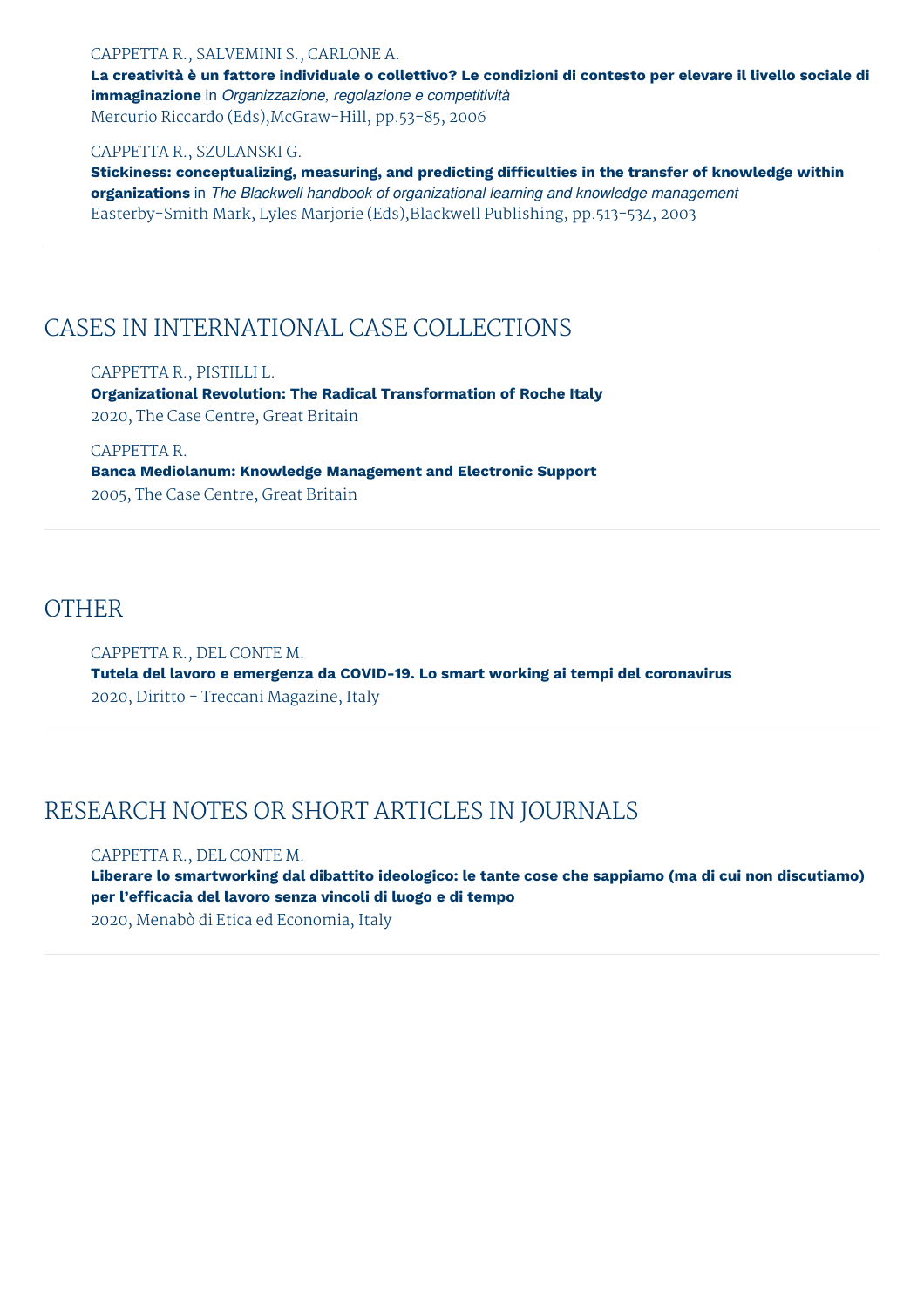CAPPETTA R., SALVEMINI S., CARLONE A.
**La creatività è un fattore individuale o collettivo? Le condizioni di contesto per elevare il livello sociale di immaginazione** in *Organizzazione, regolazione e competitività*
Mercurio Riccardo (Eds),McGraw-Hill, pp.53-85, 2006

CAPPETTA R., SZULANSKI G.
**Stickiness: conceptualizing, measuring, and predicting difficulties in the transfer of knowledge within organizations** in *The Blackwell handbook of organizational learning and knowledge management*
Easterby-Smith Mark, Lyles Marjorie (Eds),Blackwell Publishing, pp.513-534, 2003

## CASES IN INTERNATIONAL CASE COLLECTIONS

CAPPETTA R., PISTILLI L.
**Organizational Revolution: The Radical Transformation of Roche Italy**
2020, The Case Centre, Great Britain

CAPPETTA R.
**Banca Mediolanum: Knowledge Management and Electronic Support**
2005, The Case Centre, Great Britain

## OTHER

CAPPETTA R., DEL CONTE M.
**Tutela del lavoro e emergenza da COVID-19. Lo smart working ai tempi del coronavirus**
2020, Diritto - Treccani Magazine, Italy

## RESEARCH NOTES OR SHORT ARTICLES IN JOURNALS

CAPPETTA R., DEL CONTE M.
**Liberare lo smartworking dal dibattito ideologico: le tante cose che sappiamo (ma di cui non discutiamo) per l'efficacia del lavoro senza vincoli di luogo e di tempo**
2020, Menabò di Etica ed Economia, Italy